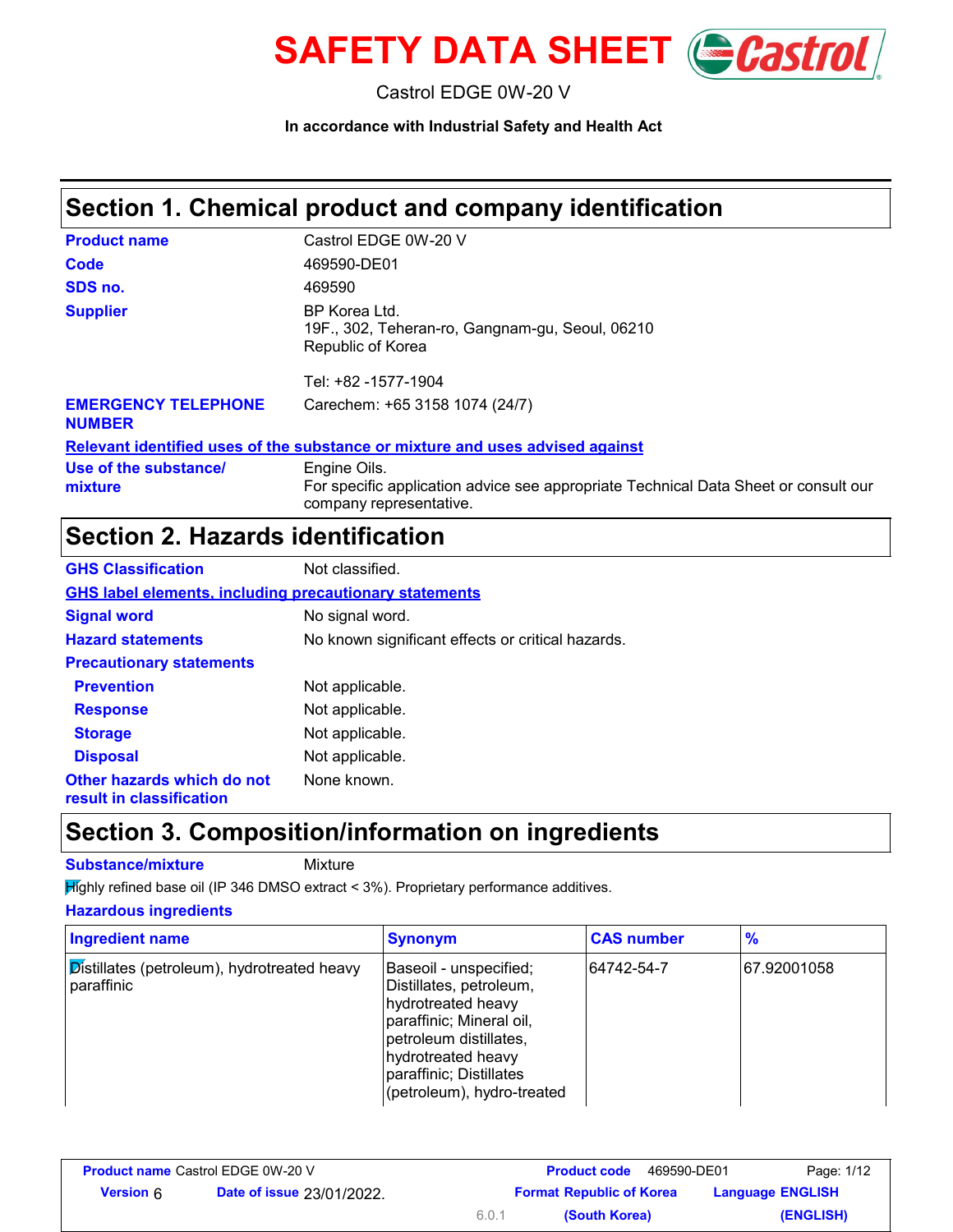# SAFETY DATA SHEET

Castrol EDGE 0W-20 V

**In accordance with Industrial Safety and Health Act**

## Section 1. Chemical product and company identification

| | |
|---|---|
| **Product name** | Castrol EDGE 0W-20 V |
| **Code** | 469590-DE01 |
| **SDS no.** | 469590 |
| **Supplier** | BP Korea Ltd.<br>19F., 302, Teheran-ro, Gangnam-gu, Seoul, 06210<br>Republic of Korea<br><br>Tel: +82 -1577-1904 |
| **EMERGENCY TELEPHONE NUMBER** | Carechem: +65 3158 1074 (24/7) |

**Relevant identified uses of the substance or mixture and uses advised against**

| | |
|---|---|
| **Use of the substance/ mixture** | Engine Oils.<br>For specific application advice see appropriate Technical Data Sheet or consult our company representative. |

## Section 2. Hazards identification

| | |
|---|---|
| **GHS Classification** | Not classified. |

**GHS label elements, including precautionary statements**

| | |
|---|---|
| **Signal word** | No signal word. |
| **Hazard statements** | No known significant effects or critical hazards. |
| **Precautionary statements** | |
| **Prevention** | Not applicable. |
| **Response** | Not applicable. |
| **Storage** | Not applicable. |
| **Disposal** | Not applicable. |
| **Other hazards which do not result in classification** | None known. |

## Section 3. Composition/information on ingredients

**Substance/mixture** Mixture

Highly refined base oil (IP 346 DMSO extract < 3%). Proprietary performance additives.

**Hazardous ingredients**

| Ingredient name | Synonym | CAS number | % |
|---|---|---|---|
| Distillates (petroleum), hydrotreated heavy paraffinic | Baseoil - unspecified; Distillates, petroleum, hydrotreated heavy paraffinic; Mineral oil, petroleum distillates, hydrotreated heavy paraffinic; Distillates (petroleum), hydro-treated | 64742-54-7 | 67.92001058 |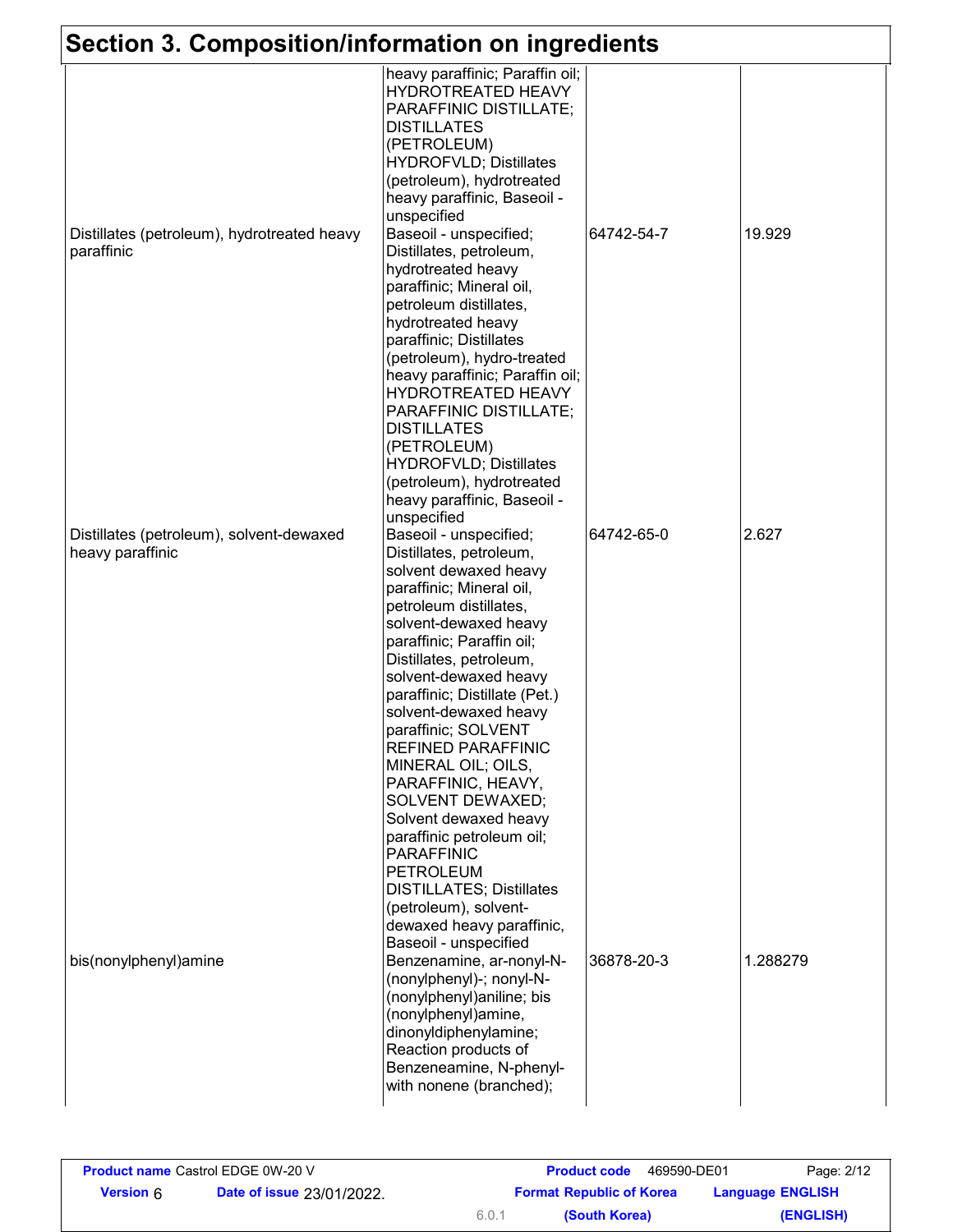## Section 3. Composition/information on ingredients

| | | | |
|---|---|---|---|
| | heavy paraffinic; Paraffin oil; HYDROTREATED HEAVY PARAFFINIC DISTILLATE; DISTILLATES (PETROLEUM) HYDROFVLD; Distillates (petroleum), hydrotreated heavy paraffinic, Baseoil - unspecified | | |
| Distillates (petroleum), hydrotreated heavy paraffinic | Baseoil - unspecified; Distillates, petroleum, hydrotreated heavy paraffinic; Mineral oil, petroleum distillates, hydrotreated heavy paraffinic; Distillates (petroleum), hydro-treated heavy paraffinic; Paraffin oil; HYDROTREATED HEAVY PARAFFINIC DISTILLATE; DISTILLATES (PETROLEUM) HYDROFVLD; Distillates (petroleum), hydrotreated heavy paraffinic, Baseoil - unspecified | 64742-54-7 | 19.929 |
| Distillates (petroleum), solvent-dewaxed heavy paraffinic | Baseoil - unspecified; Distillates, petroleum, solvent dewaxed heavy paraffinic; Mineral oil, petroleum distillates, solvent-dewaxed heavy paraffinic; Paraffin oil; Distillates, petroleum, solvent-dewaxed heavy paraffinic; Distillate (Pet.) solvent-dewaxed heavy paraffinic; SOLVENT REFINED PARAFFINIC MINERAL OIL; OILS, PARAFFINIC, HEAVY, SOLVENT DEWAXED; Solvent dewaxed heavy paraffinic petroleum oil; PARAFFINIC PETROLEUM DISTILLATES; Distillates (petroleum), solvent-dewaxed heavy paraffinic, Baseoil - unspecified | 64742-65-0 | 2.627 |
| bis(nonylphenyl)amine | Benzenamine, ar-nonyl-N-(nonylphenyl)-; nonyl-N-(nonylphenyl)aniline; bis (nonylphenyl)amine, dinonyldiphenylamine; Reaction products of Benzeneamine, N-phenyl- with nonene (branched); | 36878-20-3 | 1.288279 |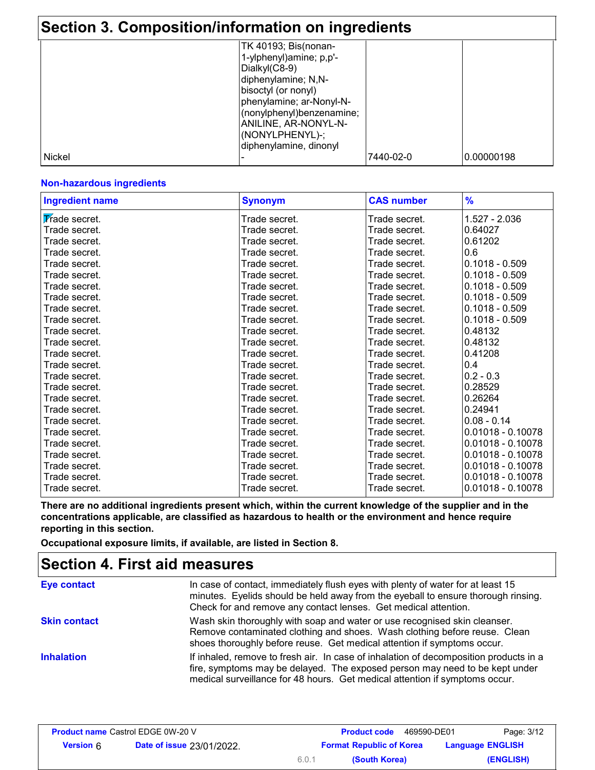## Section 3. Composition/information on ingredients

| | | | |
|---|---|---|---|
| | TK 40193; Bis(nonan-1-ylphenyl)amine; p,p'-Dialkyl(C8-9) diphenylamine; N,N-bisoctyl (or nonyl) phenylamine; ar-Nonyl-N-(nonylphenyl)benzenamine; ANILINE, AR-NONYL-N-(NONYLPHENYL)-; diphenylamine, dinonyl | | |
| Nickel | - | 7440-02-0 | 0.00000198 |

**Non-hazardous ingredients**

| Ingredient name | Synonym | CAS number | % |
|---|---|---|---|
| Trade secret. | Trade secret. | Trade secret. | 1.527 - 2.036 |
| Trade secret. | Trade secret. | Trade secret. | 0.64027 |
| Trade secret. | Trade secret. | Trade secret. | 0.61202 |
| Trade secret. | Trade secret. | Trade secret. | 0.6 |
| Trade secret. | Trade secret. | Trade secret. | 0.1018 - 0.509 |
| Trade secret. | Trade secret. | Trade secret. | 0.1018 - 0.509 |
| Trade secret. | Trade secret. | Trade secret. | 0.1018 - 0.509 |
| Trade secret. | Trade secret. | Trade secret. | 0.1018 - 0.509 |
| Trade secret. | Trade secret. | Trade secret. | 0.1018 - 0.509 |
| Trade secret. | Trade secret. | Trade secret. | 0.1018 - 0.509 |
| Trade secret. | Trade secret. | Trade secret. | 0.48132 |
| Trade secret. | Trade secret. | Trade secret. | 0.48132 |
| Trade secret. | Trade secret. | Trade secret. | 0.41208 |
| Trade secret. | Trade secret. | Trade secret. | 0.4 |
| Trade secret. | Trade secret. | Trade secret. | 0.2 - 0.3 |
| Trade secret. | Trade secret. | Trade secret. | 0.28529 |
| Trade secret. | Trade secret. | Trade secret. | 0.26264 |
| Trade secret. | Trade secret. | Trade secret. | 0.24941 |
| Trade secret. | Trade secret. | Trade secret. | 0.08 - 0.14 |
| Trade secret. | Trade secret. | Trade secret. | 0.01018 - 0.10078 |
| Trade secret. | Trade secret. | Trade secret. | 0.01018 - 0.10078 |
| Trade secret. | Trade secret. | Trade secret. | 0.01018 - 0.10078 |
| Trade secret. | Trade secret. | Trade secret. | 0.01018 - 0.10078 |
| Trade secret. | Trade secret. | Trade secret. | 0.01018 - 0.10078 |
| Trade secret. | Trade secret. | Trade secret. | 0.01018 - 0.10078 |

**There are no additional ingredients present which, within the current knowledge of the supplier and in the concentrations applicable, are classified as hazardous to health or the environment and hence require reporting in this section.**

**Occupational exposure limits, if available, are listed in Section 8.**

## Section 4. First aid measures

**Eye contact**
In case of contact, immediately flush eyes with plenty of water for at least 15 minutes. Eyelids should be held away from the eyeball to ensure thorough rinsing. Check for and remove any contact lenses. Get medical attention.

**Skin contact**
Wash skin thoroughly with soap and water or use recognised skin cleanser. Remove contaminated clothing and shoes. Wash clothing before reuse. Clean shoes thoroughly before reuse. Get medical attention if symptoms occur.

**Inhalation**
If inhaled, remove to fresh air. In case of inhalation of decomposition products in a fire, symptoms may be delayed. The exposed person may need to be kept under medical surveillance for 48 hours. Get medical attention if symptoms occur.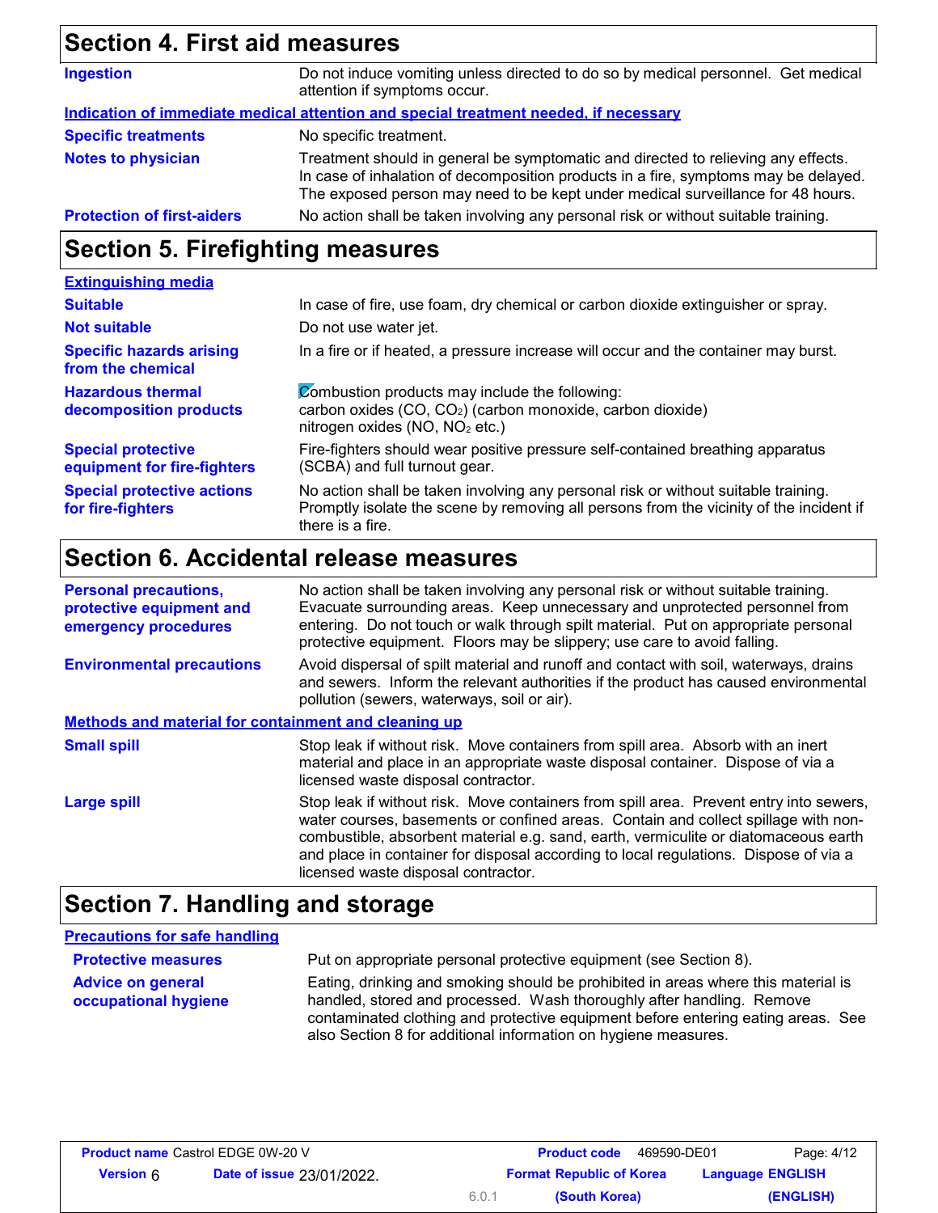## Section 4. First aid measures

| | |
|---|---|
| **Ingestion** | Do not induce vomiting unless directed to do so by medical personnel. Get medical attention if symptoms occur. |

**Indication of immediate medical attention and special treatment needed, if necessary**

| | |
|---|---|
| **Specific treatments** | No specific treatment. |
| **Notes to physician** | Treatment should in general be symptomatic and directed to relieving any effects. In case of inhalation of decomposition products in a fire, symptoms may be delayed. The exposed person may need to be kept under medical surveillance for 48 hours. |
| **Protection of first-aiders** | No action shall be taken involving any personal risk or without suitable training. |

## Section 5. Firefighting measures

**Extinguishing media**

| | |
|---|---|
| **Suitable** | In case of fire, use foam, dry chemical or carbon dioxide extinguisher or spray. |
| **Not suitable** | Do not use water jet. |
| **Specific hazards arising from the chemical** | In a fire or if heated, a pressure increase will occur and the container may burst. |
| **Hazardous thermal decomposition products** | Combustion products may include the following: carbon oxides (CO, $CO_2$) (carbon monoxide, carbon dioxide) nitrogen oxides (NO, $NO_2$ etc.) |
| **Special protective equipment for fire-fighters** | Fire-fighters should wear positive pressure self-contained breathing apparatus (SCBA) and full turnout gear. |
| **Special protective actions for fire-fighters** | No action shall be taken involving any personal risk or without suitable training. Promptly isolate the scene by removing all persons from the vicinity of the incident if there is a fire. |

## Section 6. Accidental release measures

| | |
|---|---|
| **Personal precautions, protective equipment and emergency procedures** | No action shall be taken involving any personal risk or without suitable training. Evacuate surrounding areas. Keep unnecessary and unprotected personnel from entering. Do not touch or walk through spilt material. Put on appropriate personal protective equipment. Floors may be slippery; use care to avoid falling. |
| **Environmental precautions** | Avoid dispersal of spilt material and runoff and contact with soil, waterways, drains and sewers. Inform the relevant authorities if the product has caused environmental pollution (sewers, waterways, soil or air). |

**Methods and material for containment and cleaning up**

| | |
|---|---|
| **Small spill** | Stop leak if without risk. Move containers from spill area. Absorb with an inert material and place in an appropriate waste disposal container. Dispose of via a licensed waste disposal contractor. |
| **Large spill** | Stop leak if without risk. Move containers from spill area. Prevent entry into sewers, water courses, basements or confined areas. Contain and collect spillage with non-combustible, absorbent material e.g. sand, earth, vermiculite or diatomaceous earth and place in container for disposal according to local regulations. Dispose of via a licensed waste disposal contractor. |

## Section 7. Handling and storage

**Precautions for safe handling**

| | |
|---|---|
| **Protective measures** | Put on appropriate personal protective equipment (see Section 8). |
| **Advice on general occupational hygiene** | Eating, drinking and smoking should be prohibited in areas where this material is handled, stored and processed. Wash thoroughly after handling. Remove contaminated clothing and protective equipment before entering eating areas. See also Section 8 for additional information on hygiene measures. |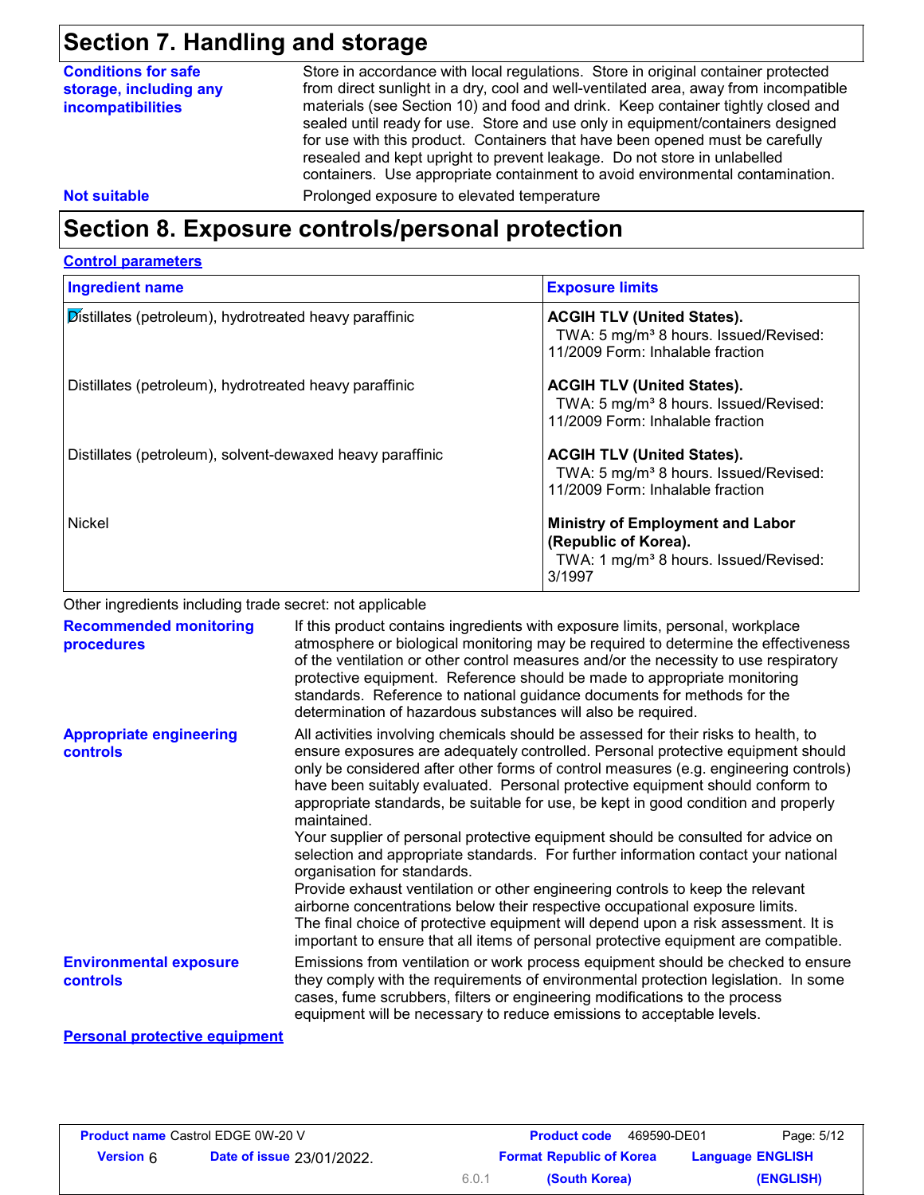## Section 7. Handling and storage

**Conditions for safe storage, including any incompatibilities**

Store in accordance with local regulations. Store in original container protected from direct sunlight in a dry, cool and well-ventilated area, away from incompatible materials (see Section 10) and food and drink. Keep container tightly closed and sealed until ready for use. Store and use only in equipment/containers designed for use with this product. Containers that have been opened must be carefully resealed and kept upright to prevent leakage. Do not store in unlabelled containers. Use appropriate containment to avoid environmental contamination.

**Not suitable**

Prolonged exposure to elevated temperature

## Section 8. Exposure controls/personal protection

### Control parameters

| Ingredient name | Exposure limits |
|---|---|
| Distillates (petroleum), hydrotreated heavy paraffinic | **ACGIH TLV (United States).** TWA: 5 mg/m³ 8 hours. Issued/Revised: 11/2009 Form: Inhalable fraction |
| Distillates (petroleum), hydrotreated heavy paraffinic | **ACGIH TLV (United States).** TWA: 5 mg/m³ 8 hours. Issued/Revised: 11/2009 Form: Inhalable fraction |
| Distillates (petroleum), solvent-dewaxed heavy paraffinic | **ACGIH TLV (United States).** TWA: 5 mg/m³ 8 hours. Issued/Revised: 11/2009 Form: Inhalable fraction |
| Nickel | **Ministry of Employment and Labor (Republic of Korea).** TWA: 1 mg/m³ 8 hours. Issued/Revised: 3/1997 |

Other ingredients including trade secret: not applicable

**Recommended monitoring procedures**

If this product contains ingredients with exposure limits, personal, workplace atmosphere or biological monitoring may be required to determine the effectiveness of the ventilation or other control measures and/or the necessity to use respiratory protective equipment. Reference should be made to appropriate monitoring standards. Reference to national guidance documents for methods for the determination of hazardous substances will also be required.

**Appropriate engineering controls**

All activities involving chemicals should be assessed for their risks to health, to ensure exposures are adequately controlled. Personal protective equipment should only be considered after other forms of control measures (e.g. engineering controls) have been suitably evaluated. Personal protective equipment should conform to appropriate standards, be suitable for use, be kept in good condition and properly maintained.

Your supplier of personal protective equipment should be consulted for advice on selection and appropriate standards. For further information contact your national organisation for standards.

Provide exhaust ventilation or other engineering controls to keep the relevant airborne concentrations below their respective occupational exposure limits.

The final choice of protective equipment will depend upon a risk assessment. It is important to ensure that all items of personal protective equipment are compatible.

**Environmental exposure controls**

Emissions from ventilation or work process equipment should be checked to ensure they comply with the requirements of environmental protection legislation. In some cases, fume scrubbers, filters or engineering modifications to the process equipment will be necessary to reduce emissions to acceptable levels.

### Personal protective equipment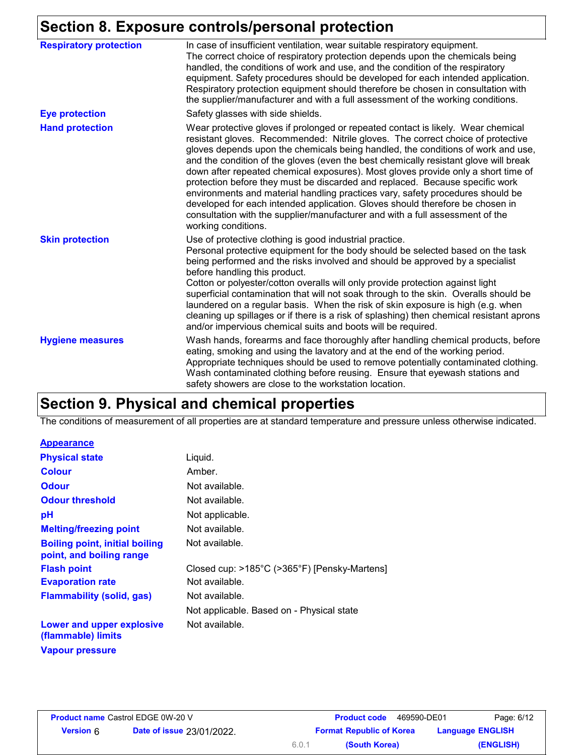## Section 8. Exposure controls/personal protection

| | |
|---|---|
| **Respiratory protection** | In case of insufficient ventilation, wear suitable respiratory equipment. The correct choice of respiratory protection depends upon the chemicals being handled, the conditions of work and use, and the condition of the respiratory equipment. Safety procedures should be developed for each intended application. Respiratory protection equipment should therefore be chosen in consultation with the supplier/manufacturer and with a full assessment of the working conditions. |
| **Eye protection** | Safety glasses with side shields. |
| **Hand protection** | Wear protective gloves if prolonged or repeated contact is likely. Wear chemical resistant gloves. Recommended: Nitrile gloves. The correct choice of protective gloves depends upon the chemicals being handled, the conditions of work and use, and the condition of the gloves (even the best chemically resistant glove will break down after repeated chemical exposures). Most gloves provide only a short time of protection before they must be discarded and replaced. Because specific work environments and material handling practices vary, safety procedures should be developed for each intended application. Gloves should therefore be chosen in consultation with the supplier/manufacturer and with a full assessment of the working conditions. |
| **Skin protection** | Use of protective clothing is good industrial practice. Personal protective equipment for the body should be selected based on the task being performed and the risks involved and should be approved by a specialist before handling this product. Cotton or polyester/cotton overalls will only provide protection against light superficial contamination that will not soak through to the skin. Overalls should be laundered on a regular basis. When the risk of skin exposure is high (e.g. when cleaning up spillages or if there is a risk of splashing) then chemical resistant aprons and/or impervious chemical suits and boots will be required. |
| **Hygiene measures** | Wash hands, forearms and face thoroughly after handling chemical products, before eating, smoking and using the lavatory and at the end of the working period. Appropriate techniques should be used to remove potentially contaminated clothing. Wash contaminated clothing before reusing. Ensure that eyewash stations and safety showers are close to the workstation location. |

## Section 9. Physical and chemical properties

The conditions of measurement of all properties are at standard temperature and pressure unless otherwise indicated.

**Appearance**

| | |
|---|---|
| **Physical state** | Liquid. |
| **Colour** | Amber. |
| **Odour** | Not available. |
| **Odour threshold** | Not available. |
| **pH** | Not applicable. |
| **Melting/freezing point** | Not available. |
| **Boiling point, initial boiling point, and boiling range** | Not available. |
| **Flash point** | Closed cup: >185°C (>365°F) [Pensky-Martens] |
| **Evaporation rate** | Not available. |
| **Flammability (solid, gas)** | Not available. |
| | Not applicable. Based on - Physical state |
| **Lower and upper explosive (flammable) limits** | Not available. |
| **Vapour pressure** | |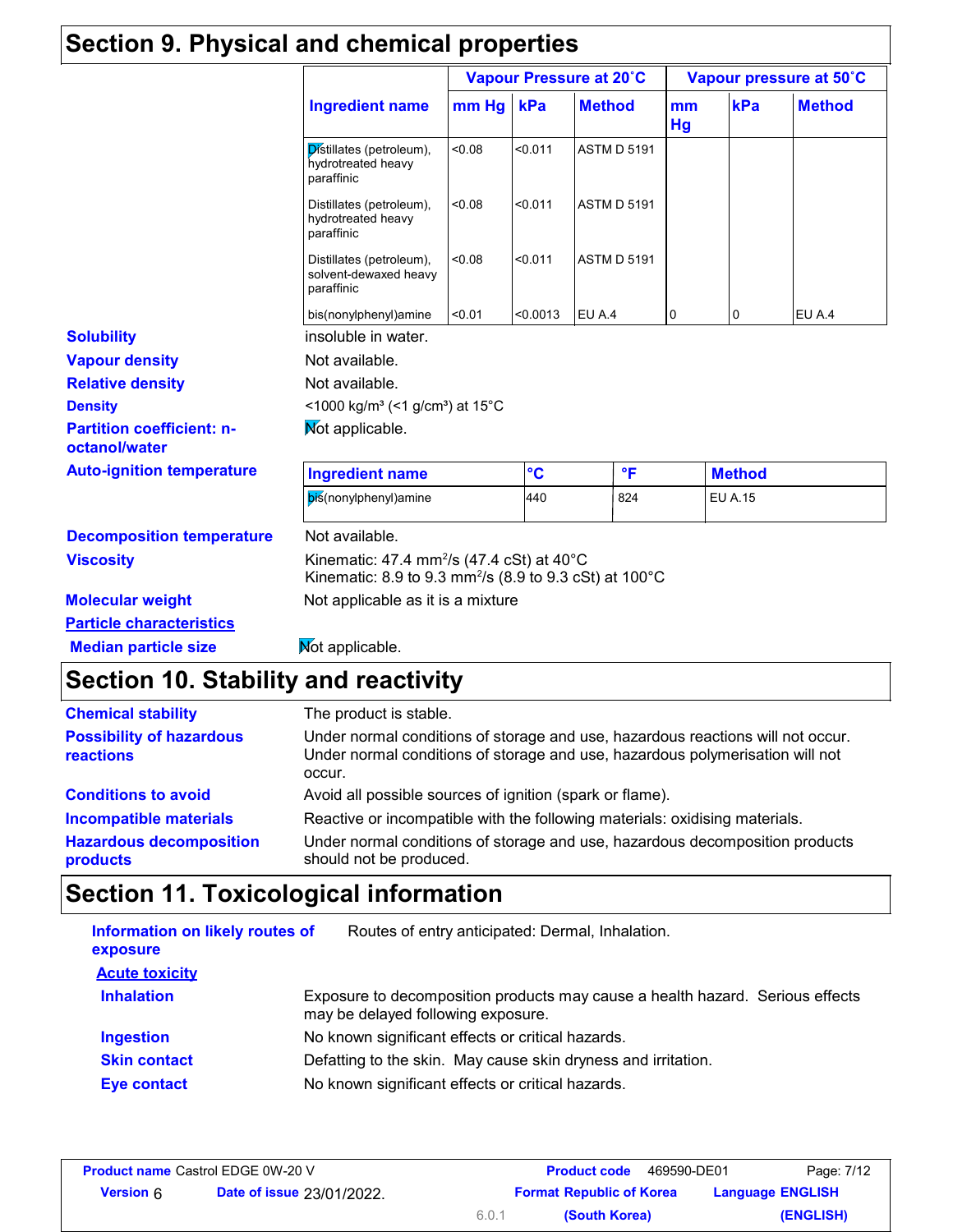## Section 9. Physical and chemical properties

| Ingredient name | Vapour Pressure at 20˚C | | | Vapour pressure at 50˚C | | |
|---|---|---|---|---|---|---|
| | mm Hg | kPa | Method | mm Hg | kPa | Method |
| Distillates (petroleum), hydrotreated heavy paraffinic | <0.08 | <0.011 | ASTM D 5191 | | | |
| Distillates (petroleum), hydrotreated heavy paraffinic | <0.08 | <0.011 | ASTM D 5191 | | | |
| Distillates (petroleum), solvent-dewaxed heavy paraffinic | <0.08 | <0.011 | ASTM D 5191 | | | |
| bis(nonylphenyl)amine | <0.01 | <0.0013 | EU A.4 | 0 | 0 | EU A.4 |

**Solubility**: insoluble in water.

**Vapour density**: Not available.

**Relative density**: Not available.

**Density**: <1000 kg/m³ (<1 g/cm³) at 15°C

**Partition coefficient: n-octanol/water**: Not applicable.

**Auto-ignition temperature**:

| Ingredient name | °C | °F | Method |
|---|---|---|---|
| bis(nonylphenyl)amine | 440 | 824 | EU A.15 |

**Decomposition temperature**: Not available.

**Viscosity**: Kinematic: 47.4 mm²/s (47.4 cSt) at 40°C
Kinematic: 8.9 to 9.3 mm²/s (8.9 to 9.3 cSt) at 100°C

**Molecular weight**: Not applicable as it is a mixture

**Particle characteristics**

**Median particle size**: Not applicable.

## Section 10. Stability and reactivity

**Chemical stability**: The product is stable.

**Possibility of hazardous reactions**: Under normal conditions of storage and use, hazardous reactions will not occur. Under normal conditions of storage and use, hazardous polymerisation will not occur.

**Conditions to avoid**: Avoid all possible sources of ignition (spark or flame).

**Incompatible materials**: Reactive or incompatible with the following materials: oxidising materials.

**Hazardous decomposition products**: Under normal conditions of storage and use, hazardous decomposition products should not be produced.

## Section 11. Toxicological information

**Information on likely routes of exposure**: Routes of entry anticipated: Dermal, Inhalation.

**Acute toxicity**

**Inhalation**: Exposure to decomposition products may cause a health hazard. Serious effects may be delayed following exposure.

**Ingestion**: No known significant effects or critical hazards.

**Skin contact**: Defatting to the skin. May cause skin dryness and irritation.

**Eye contact**: No known significant effects or critical hazards.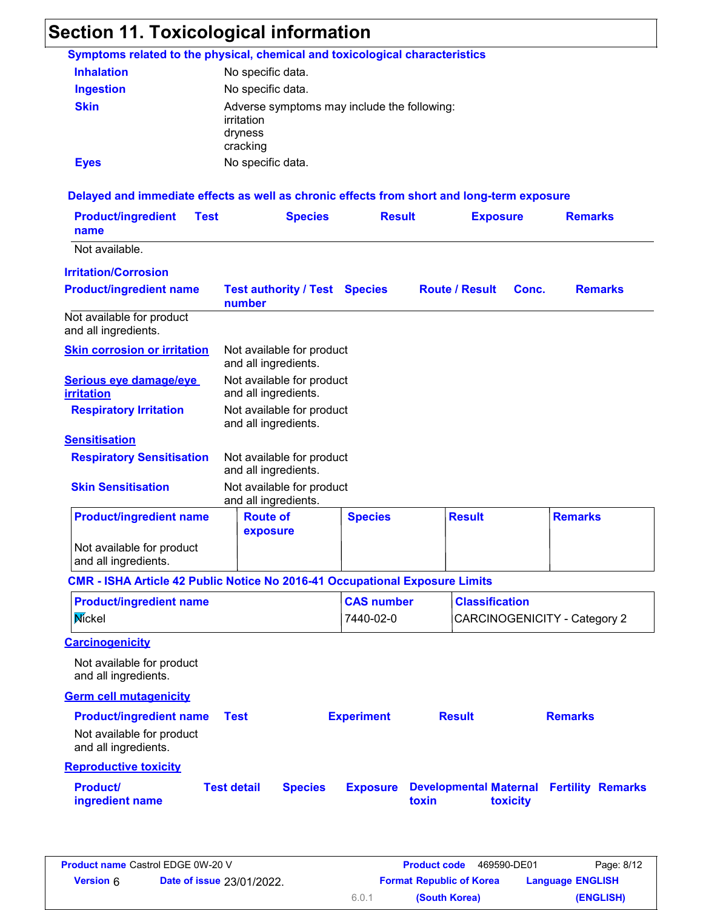## Section 11. Toxicological information

### Symptoms related to the physical, chemical and toxicological characteristics

**Inhalation** No specific data.

**Ingestion** No specific data.

**Skin** Adverse symptoms may include the following:
irritation
dryness
cracking

**Eyes** No specific data.

### Delayed and immediate effects as well as chronic effects from short and long-term exposure

| Product/ingredient name | Test | Species | Result | Exposure | Remarks |
|---|---|---|---|---|---|
| Not available. | | | | | |

### Irritation/Corrosion

| Product/ingredient name | Test authority / Test number | Species | Route / Result | Conc. | Remarks |
|---|---|---|---|---|---|
| Not available for product and all ingredients. | | | | | |

**Skin corrosion or irritation** Not available for product and all ingredients.

**Serious eye damage/eye irritation** Not available for product and all ingredients.

**Respiratory Irritation** Not available for product and all ingredients.

### Sensitisation

**Respiratory Sensitisation** Not available for product and all ingredients.

**Skin Sensitisation** Not available for product and all ingredients.

| Product/ingredient name | Route of exposure | Species | Result | Remarks |
|---|---|---|---|---|
| Not available for product and all ingredients. | | | | |

### CMR - ISHA Article 42 Public Notice No 2016-41 Occupational Exposure Limits

| Product/ingredient name | CAS number | Classification |
|---|---|---|
| Nickel | 7440-02-0 | CARCINOGENICITY - Category 2 |

### Carcinogenicity

Not available for product and all ingredients.

### Germ cell mutagenicity

| Product/ingredient name | Test | Experiment | Result | Remarks |
|---|---|---|---|---|
| Not available for product and all ingredients. | | | | |

### Reproductive toxicity

| Product/ ingredient name | Test detail | Species | Exposure | Developmental toxin | Maternal toxicity | Fertility | Remarks |
|---|---|---|---|---|---|---|---|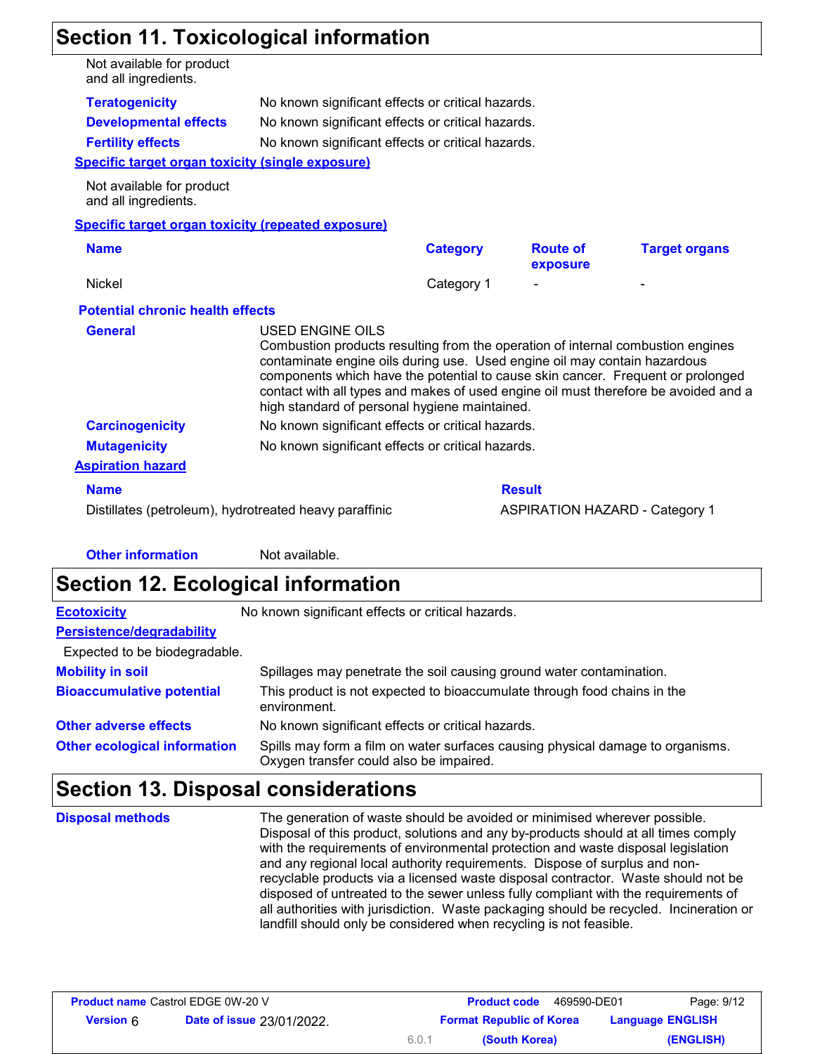## Section 11. Toxicological information

Not available for product and all ingredients.

**Teratogenicity** No known significant effects or critical hazards.

**Developmental effects** No known significant effects or critical hazards.

**Fertility effects** No known significant effects or critical hazards.

### Specific target organ toxicity (single exposure)

Not available for product and all ingredients.

### Specific target organ toxicity (repeated exposure)

| Name | Category | Route of exposure | Target organs |
|---|---|---|---|
| Nickel | Category 1 | - | - |

### Potential chronic health effects

**General** USED ENGINE OILS
Combustion products resulting from the operation of internal combustion engines contaminate engine oils during use. Used engine oil may contain hazardous components which have the potential to cause skin cancer. Frequent or prolonged contact with all types and makes of used engine oil must therefore be avoided and a high standard of personal hygiene maintained.

**Carcinogenicity** No known significant effects or critical hazards.

**Mutagenicity** No known significant effects or critical hazards.

### Aspiration hazard

| Name | Result |
|---|---|
| Distillates (petroleum), hydrotreated heavy paraffinic | ASPIRATION HAZARD - Category 1 |

**Other information** Not available.

## Section 12. Ecological information

**Ecotoxicity** No known significant effects or critical hazards.

**Persistence/degradability**

Expected to be biodegradable.

**Mobility in soil** Spillages may penetrate the soil causing ground water contamination.

**Bioaccumulative potential** This product is not expected to bioaccumulate through food chains in the environment.

**Other adverse effects** No known significant effects or critical hazards.

**Other ecological information** Spills may form a film on water surfaces causing physical damage to organisms. Oxygen transfer could also be impaired.

## Section 13. Disposal considerations

**Disposal methods** The generation of waste should be avoided or minimised wherever possible. Disposal of this product, solutions and any by-products should at all times comply with the requirements of environmental protection and waste disposal legislation and any regional local authority requirements. Dispose of surplus and non-recyclable products via a licensed waste disposal contractor. Waste should not be disposed of untreated to the sewer unless fully compliant with the requirements of all authorities with jurisdiction. Waste packaging should be recycled. Incineration or landfill should only be considered when recycling is not feasible.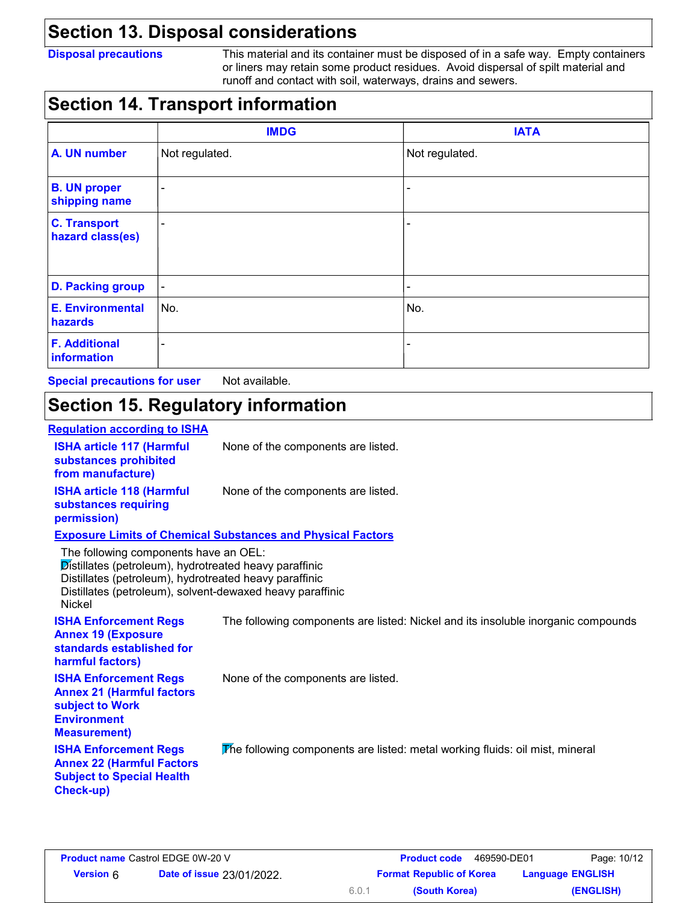## Section 13. Disposal considerations

**Disposal precautions** This material and its container must be disposed of in a safe way. Empty containers or liners may retain some product residues. Avoid dispersal of spilt material and runoff and contact with soil, waterways, drains and sewers.

## Section 14. Transport information

| | IMDG | IATA |
|---|---|---|
| **A. UN number** | Not regulated. | Not regulated. |
| **B. UN proper shipping name** | - | - |
| **C. Transport hazard class(es)** | - | - |
| **D. Packing group** | - | - |
| **E. Environmental hazards** | No. | No. |
| **F. Additional information** | - | - |

**Special precautions for user** Not available.

## Section 15. Regulatory information

**Regulation according to ISHA**

**ISHA article 117 (Harmful substances prohibited from manufacture)** None of the components are listed.

**ISHA article 118 (Harmful substances requiring permission)** None of the components are listed.

**Exposure Limits of Chemical Substances and Physical Factors**

The following components have an OEL:
Distillates (petroleum), hydrotreated heavy paraffinic
Distillates (petroleum), hydrotreated heavy paraffinic
Distillates (petroleum), solvent-dewaxed heavy paraffinic
Nickel

**ISHA Enforcement Regs Annex 19 (Exposure standards established for harmful factors)** The following components are listed: Nickel and its insoluble inorganic compounds

**ISHA Enforcement Regs Annex 21 (Harmful factors subject to Work Environment Measurement)** None of the components are listed.

**ISHA Enforcement Regs Annex 22 (Harmful Factors Subject to Special Health Check-up)** The following components are listed: metal working fluids: oil mist, mineral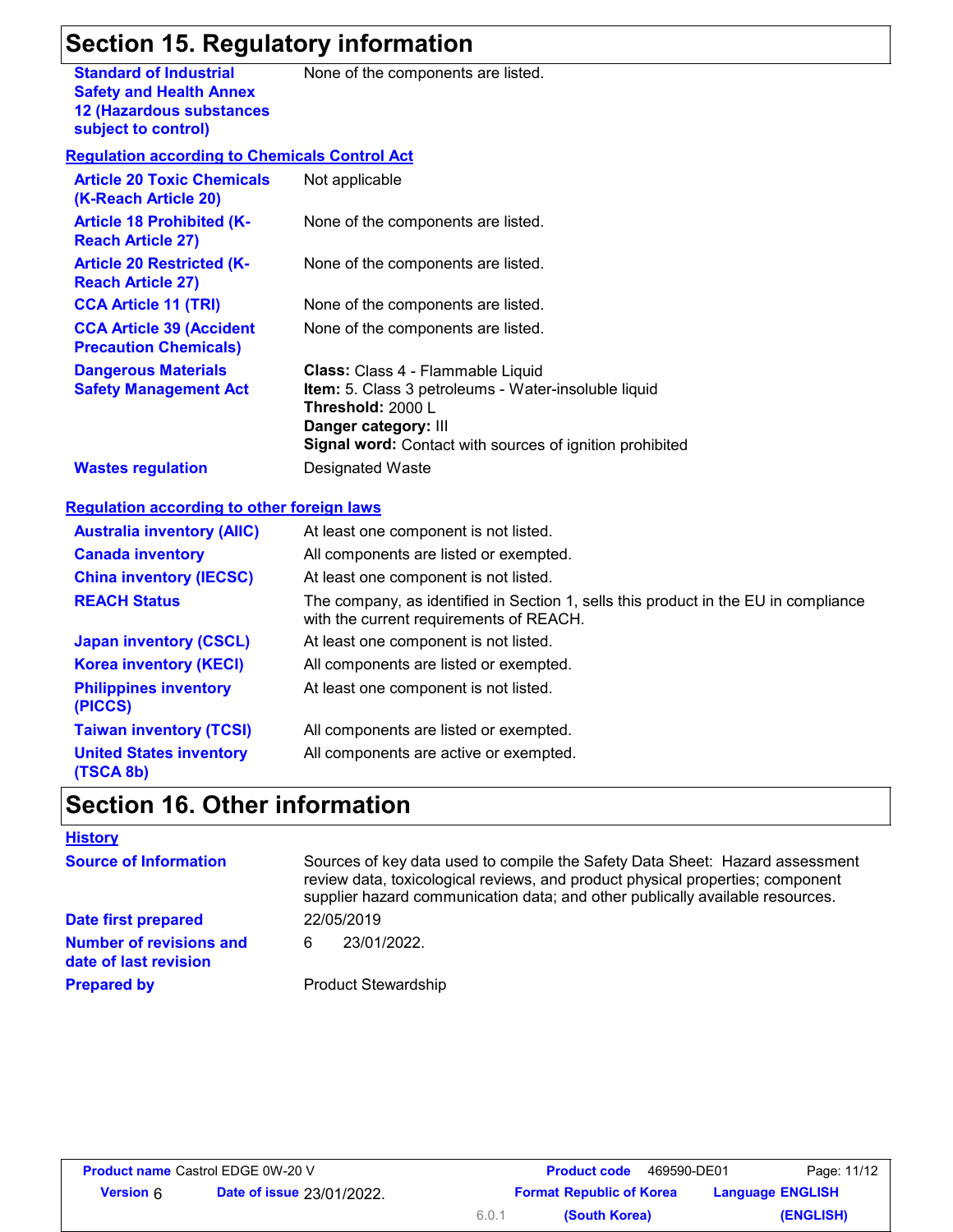## Section 15. Regulatory information

| | |
|---|---|
| **Standard of Industrial Safety and Health Annex 12 (Hazardous substances subject to control)** | None of the components are listed. |

**Regulation according to Chemicals Control Act**

| | |
|---|---|
| **Article 20 Toxic Chemicals (K-Reach Article 20)** | Not applicable |
| **Article 18 Prohibited (K-Reach Article 27)** | None of the components are listed. |
| **Article 20 Restricted (K-Reach Article 27)** | None of the components are listed. |
| **CCA Article 11 (TRI)** | None of the components are listed. |
| **CCA Article 39 (Accident Precaution Chemicals)** | None of the components are listed. |
| **Dangerous Materials Safety Management Act** | **Class:** Class 4 - Flammable Liquid<br>**Item:** 5. Class 3 petroleums - Water-insoluble liquid<br>**Threshold:** 2000 L<br>**Danger category:** III<br>**Signal word:** Contact with sources of ignition prohibited |
| **Wastes regulation** | Designated Waste |

**Regulation according to other foreign laws**

| | |
|---|---|
| **Australia inventory (AIIC)** | At least one component is not listed. |
| **Canada inventory** | All components are listed or exempted. |
| **China inventory (IECSC)** | At least one component is not listed. |
| **REACH Status** | The company, as identified in Section 1, sells this product in the EU in compliance with the current requirements of REACH. |
| **Japan inventory (CSCL)** | At least one component is not listed. |
| **Korea inventory (KECI)** | All components are listed or exempted. |
| **Philippines inventory (PICCS)** | At least one component is not listed. |
| **Taiwan inventory (TCSI)** | All components are listed or exempted. |
| **United States inventory (TSCA 8b)** | All components are active or exempted. |

## Section 16. Other information

**History**

| | |
|---|---|
| **Source of Information** | Sources of key data used to compile the Safety Data Sheet: Hazard assessment review data, toxicological reviews, and product physical properties; component supplier hazard communication data; and other publically available resources. |
| **Date first prepared** | 22/05/2019 |
| **Number of revisions and date of last revision** | 6 23/01/2022. |
| **Prepared by** | Product Stewardship |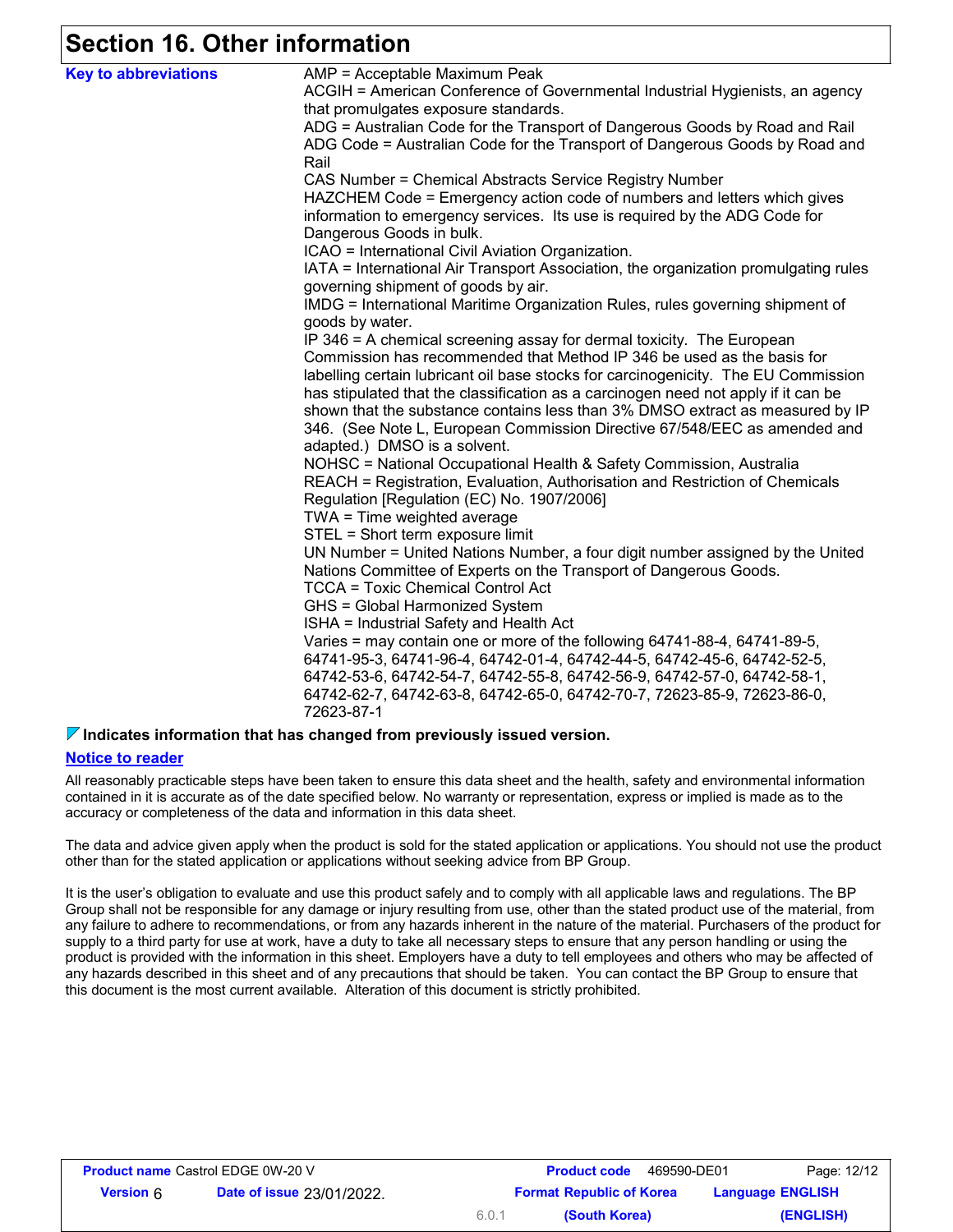# Section 16. Other information

**Key to abbreviations**

AMP = Acceptable Maximum Peak
ACGIH = American Conference of Governmental Industrial Hygienists, an agency that promulgates exposure standards.
ADG = Australian Code for the Transport of Dangerous Goods by Road and Rail
ADG Code = Australian Code for the Transport of Dangerous Goods by Road and Rail
CAS Number = Chemical Abstracts Service Registry Number
HAZCHEM Code = Emergency action code of numbers and letters which gives information to emergency services. Its use is required by the ADG Code for Dangerous Goods in bulk.
ICAO = International Civil Aviation Organization.
IATA = International Air Transport Association, the organization promulgating rules governing shipment of goods by air.
IMDG = International Maritime Organization Rules, rules governing shipment of goods by water.
IP 346 = A chemical screening assay for dermal toxicity. The European Commission has recommended that Method IP 346 be used as the basis for labelling certain lubricant oil base stocks for carcinogenicity. The EU Commission has stipulated that the classification as a carcinogen need not apply if it can be shown that the substance contains less than 3% DMSO extract as measured by IP 346. (See Note L, European Commission Directive 67/548/EEC as amended and adapted.) DMSO is a solvent.
NOHSC = National Occupational Health & Safety Commission, Australia
REACH = Registration, Evaluation, Authorisation and Restriction of Chemicals Regulation [Regulation (EC) No. 1907/2006]
TWA = Time weighted average
STEL = Short term exposure limit
UN Number = United Nations Number, a four digit number assigned by the United Nations Committee of Experts on the Transport of Dangerous Goods.
TCCA = Toxic Chemical Control Act
GHS = Global Harmonized System
ISHA = Industrial Safety and Health Act
Varies = may contain one or more of the following 64741-88-4, 64741-89-5, 64741-95-3, 64741-96-4, 64742-01-4, 64742-44-5, 64742-45-6, 64742-52-5, 64742-53-6, 64742-54-7, 64742-55-8, 64742-56-9, 64742-57-0, 64742-58-1, 64742-62-7, 64742-63-8, 64742-65-0, 64742-70-7, 72623-85-9, 72623-86-0, 72623-87-1

**Indicates information that has changed from previously issued version.**

**Notice to reader**

All reasonably practicable steps have been taken to ensure this data sheet and the health, safety and environmental information contained in it is accurate as of the date specified below. No warranty or representation, express or implied is made as to the accuracy or completeness of the data and information in this data sheet.

The data and advice given apply when the product is sold for the stated application or applications. You should not use the product other than for the stated application or applications without seeking advice from BP Group.

It is the user's obligation to evaluate and use this product safely and to comply with all applicable laws and regulations. The BP Group shall not be responsible for any damage or injury resulting from use, other than the stated product use of the material, from any failure to adhere to recommendations, or from any hazards inherent in the nature of the material. Purchasers of the product for supply to a third party for use at work, have a duty to take all necessary steps to ensure that any person handling or using the product is provided with the information in this sheet. Employers have a duty to tell employees and others who may be affected of any hazards described in this sheet and of any precautions that should be taken. You can contact the BP Group to ensure that this document is the most current available. Alteration of this document is strictly prohibited.